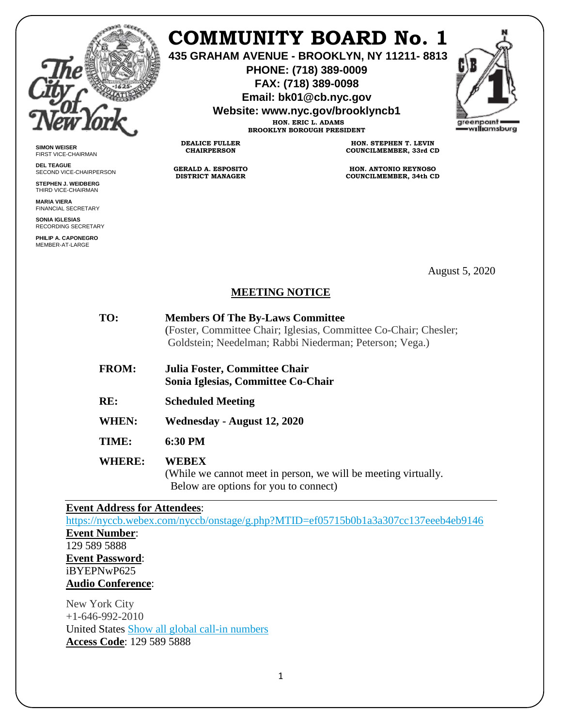# COMMUNITY BOARD No. 1

**435 GRAHAM AVENUE - BROOKLYN, NY 11211- 8813**
**PHONE: (718) 389-0009**
**FAX: (718) 389-0098**
**Email: bk01@cb.nyc.gov**
**Website: www.nyc.gov/brooklyncb1**

**HON. ERIC L. ADAMS**
**BROOKLYN BOROUGH PRESIDENT**

**DEALICE FULLER**
**CHAIRPERSON**

**GERALD A. ESPOSITO**
**DISTRICT MANAGER**

**HON. STEPHEN T. LEVIN**
**COUNCILMEMBER, 33rd CD**

**HON. ANTONIO REYNOSO**
**COUNCILMEMBER, 34th CD**

**SIMON WEISER**
FIRST VICE-CHAIRMAN

**DEL TEAGUE**
SECOND VICE-CHAIRPERSON

**STEPHEN J. WEIDBERG**
THIRD VICE-CHAIRMAN

**MARIA VIERA**
FINANCIAL SECRETARY

**SONIA IGLESIAS**
RECORDING SECRETARY

**PHILIP A. CAPONEGRO**
MEMBER-AT-LARGE

August 5, 2020

## MEETING NOTICE

**TO:** **Members Of The By-Laws Committee**
(Foster, Committee Chair; Iglesias, Committee Co-Chair; Chesler; Goldstein; Needelman; Rabbi Niederman; Peterson; Vega.)

**FROM:** **Julia Foster, Committee Chair**
**Sonia Iglesias, Committee Co-Chair**

**RE:** **Scheduled Meeting**

**WHEN:** **Wednesday - August 12, 2020**

**TIME:** **6:30 PM**

**WHERE:** **WEBEX**
(While we cannot meet in person, we will be meeting virtually. Below are options for you to connect)

---

**Event Address for Attendees**:
https://nyccb.webex.com/nyccb/onstage/g.php?MTID=ef05715b0b1a3a307cc137eeeb4eb9146

**Event Number**:
129 589 5888

**Event Password**:
iBYEPNwP625

**Audio Conference**:

New York City
+1-646-992-2010
United States Show all global call-in numbers
**Access Code**: 129 589 5888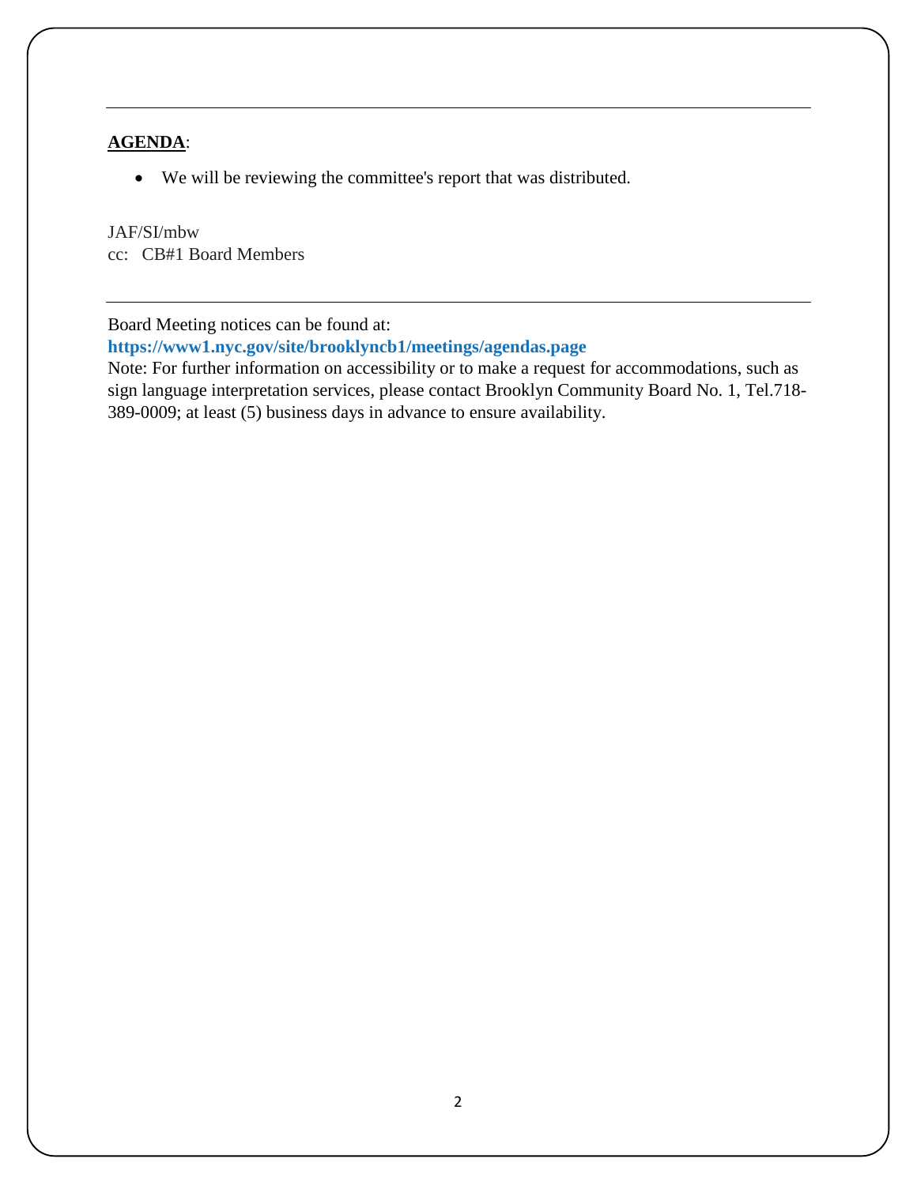**AGENDA**:

- We will be reviewing the committee's report that was distributed.

JAF/SI/mbw
cc: CB#1 Board Members

---

Board Meeting notices can be found at:
**https://www1.nyc.gov/site/brooklyncb1/meetings/agendas.page**
Note: For further information on accessibility or to make a request for accommodations, such as sign language interpretation services, please contact Brooklyn Community Board No. 1, Tel.718-389-0009; at least (5) business days in advance to ensure availability.